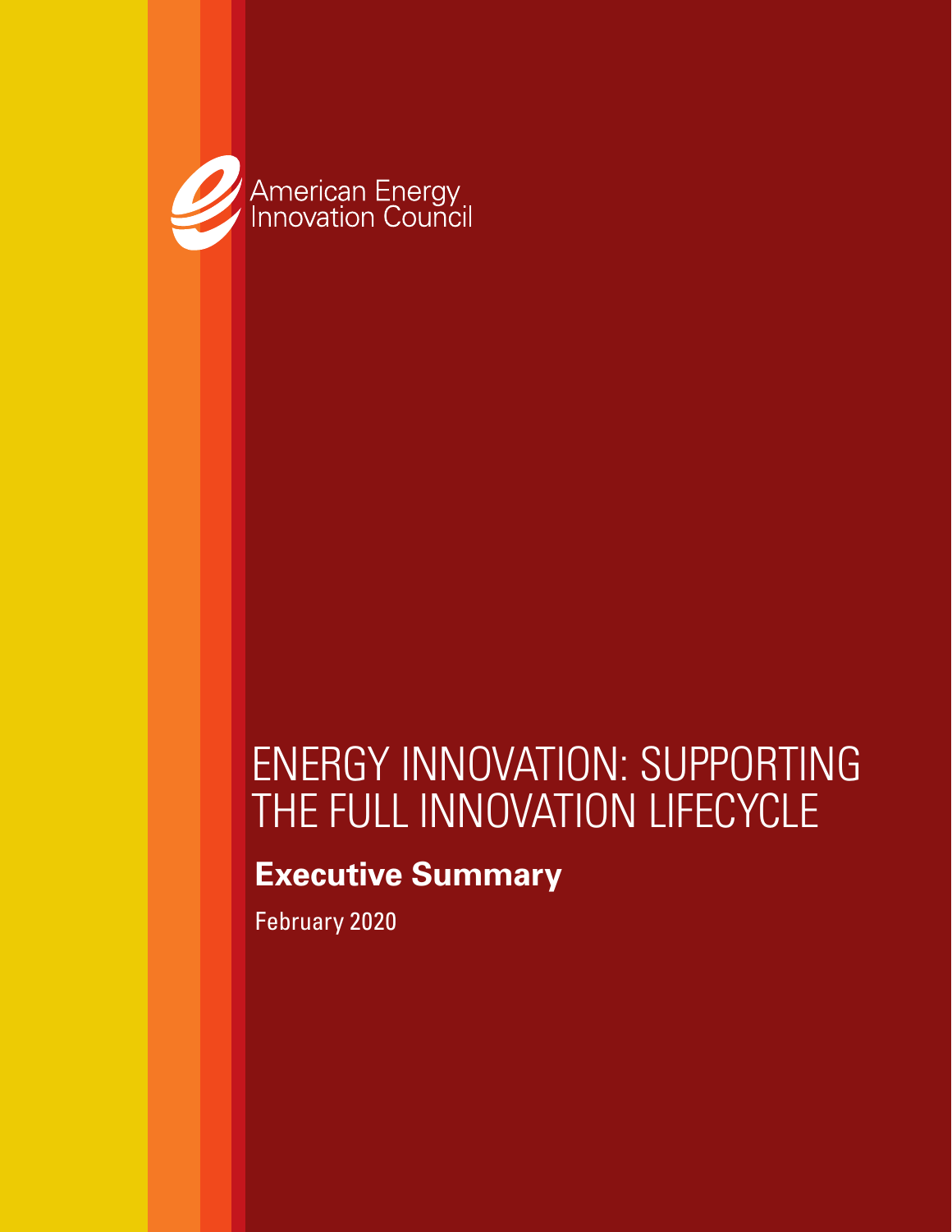American Energy Innovation Council

# ENERGY INNOVATION: SUPPORTING THE FULL INNOVATION LIFECYCLE

## Executive Summary

February 2020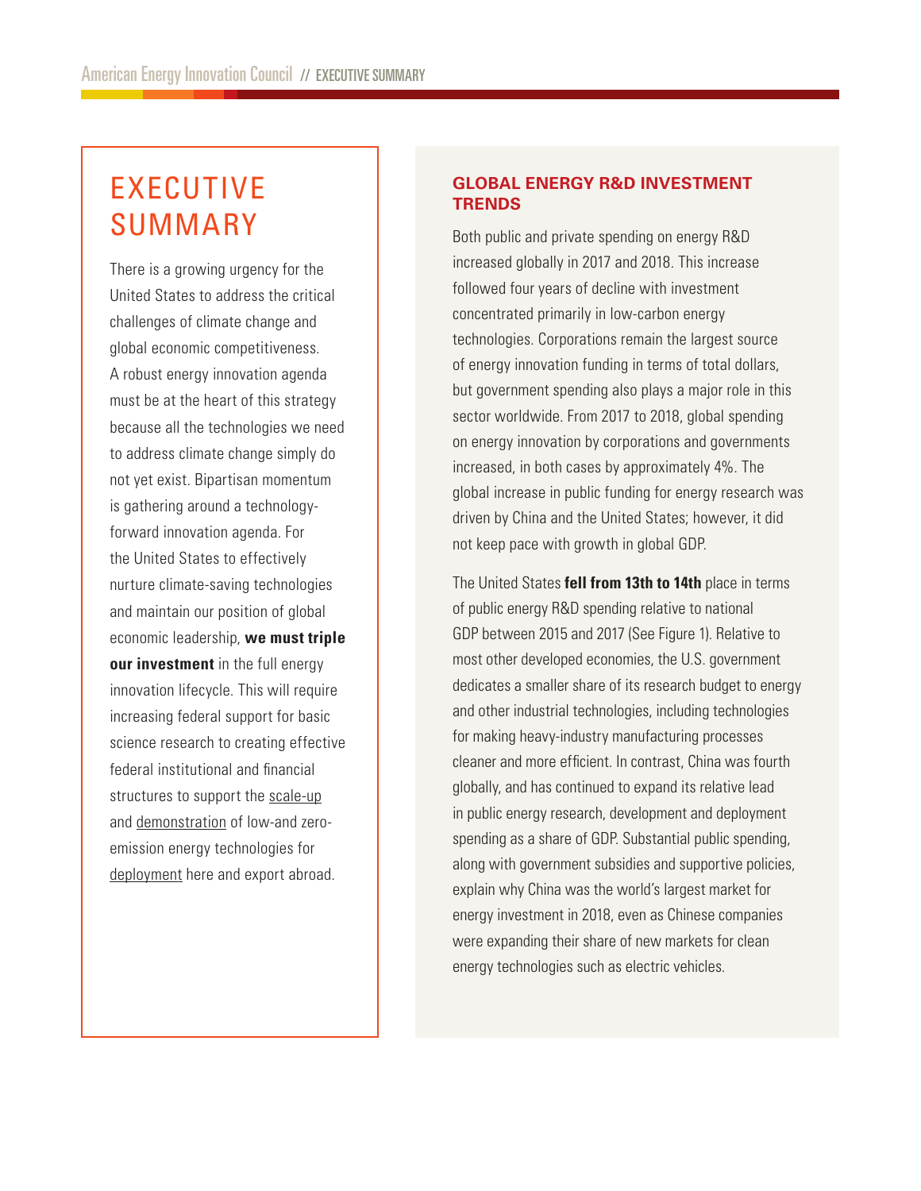# EXECUTIVE SUMMARY

There is a growing urgency for the United States to address the critical challenges of climate change and global economic competitiveness. A robust energy innovation agenda must be at the heart of this strategy because all the technologies we need to address climate change simply do not yet exist. Bipartisan momentum is gathering around a technology-forward innovation agenda. For the United States to effectively nurture climate-saving technologies and maintain our position of global economic leadership, **we must triple our investment** in the full energy innovation lifecycle. This will require increasing federal support for basic science research to creating effective federal institutional and financial structures to support the scale-up and demonstration of low-and zero-emission energy technologies for deployment here and export abroad.

## GLOBAL ENERGY R&D INVESTMENT TRENDS

Both public and private spending on energy R&D increased globally in 2017 and 2018. This increase followed four years of decline with investment concentrated primarily in low-carbon energy technologies. Corporations remain the largest source of energy innovation funding in terms of total dollars, but government spending also plays a major role in this sector worldwide. From 2017 to 2018, global spending on energy innovation by corporations and governments increased, in both cases by approximately 4%. The global increase in public funding for energy research was driven by China and the United States; however, it did not keep pace with growth in global GDP.

The United States **fell from 13th to 14th** place in terms of public energy R&D spending relative to national GDP between 2015 and 2017 (See Figure 1). Relative to most other developed economies, the U.S. government dedicates a smaller share of its research budget to energy and other industrial technologies, including technologies for making heavy-industry manufacturing processes cleaner and more efficient. In contrast, China was fourth globally, and has continued to expand its relative lead in public energy research, development and deployment spending as a share of GDP. Substantial public spending, along with government subsidies and supportive policies, explain why China was the world's largest market for energy investment in 2018, even as Chinese companies were expanding their share of new markets for clean energy technologies such as electric vehicles.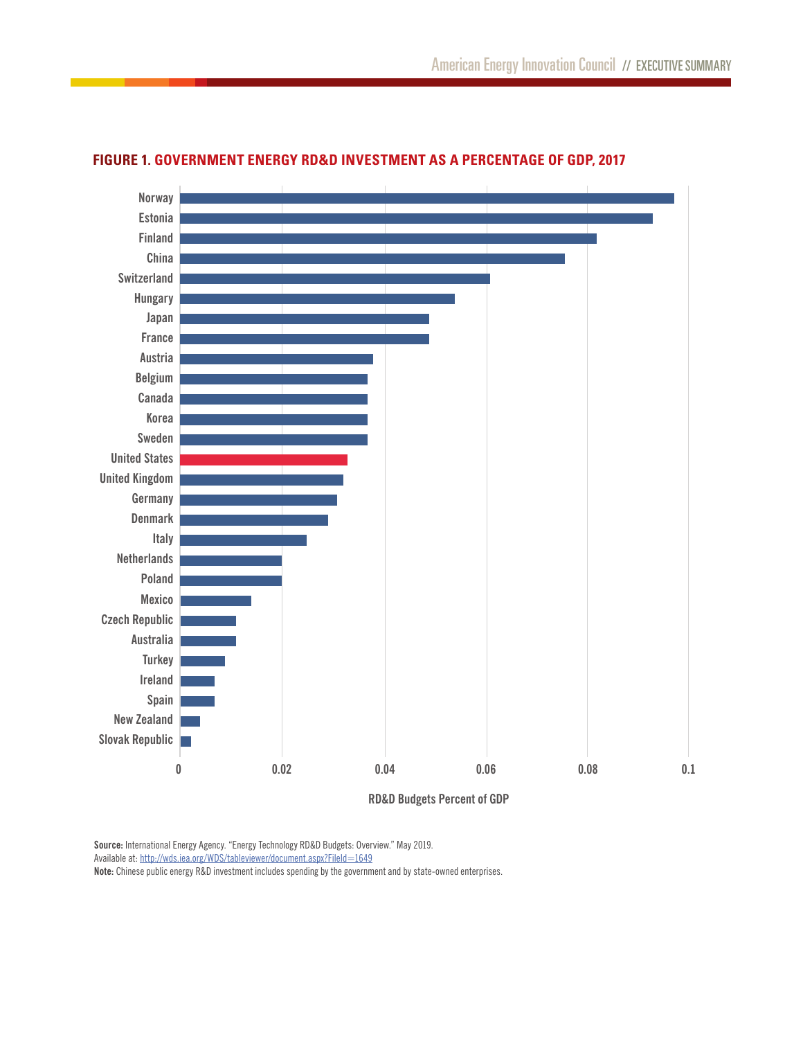**FIGURE 1. GOVERNMENT ENERGY RD&D INVESTMENT AS A PERCENTAGE OF GDP, 2017**

**Source:** International Energy Agency. "Energy Technology RD&D Budgets: Overview." May 2019.
Available at: http://wds.iea.org/WDS/tableviewer/document.aspx?FileId=1649
**Note:** Chinese public energy R&D investment includes spending by the government and by state-owned enterprises.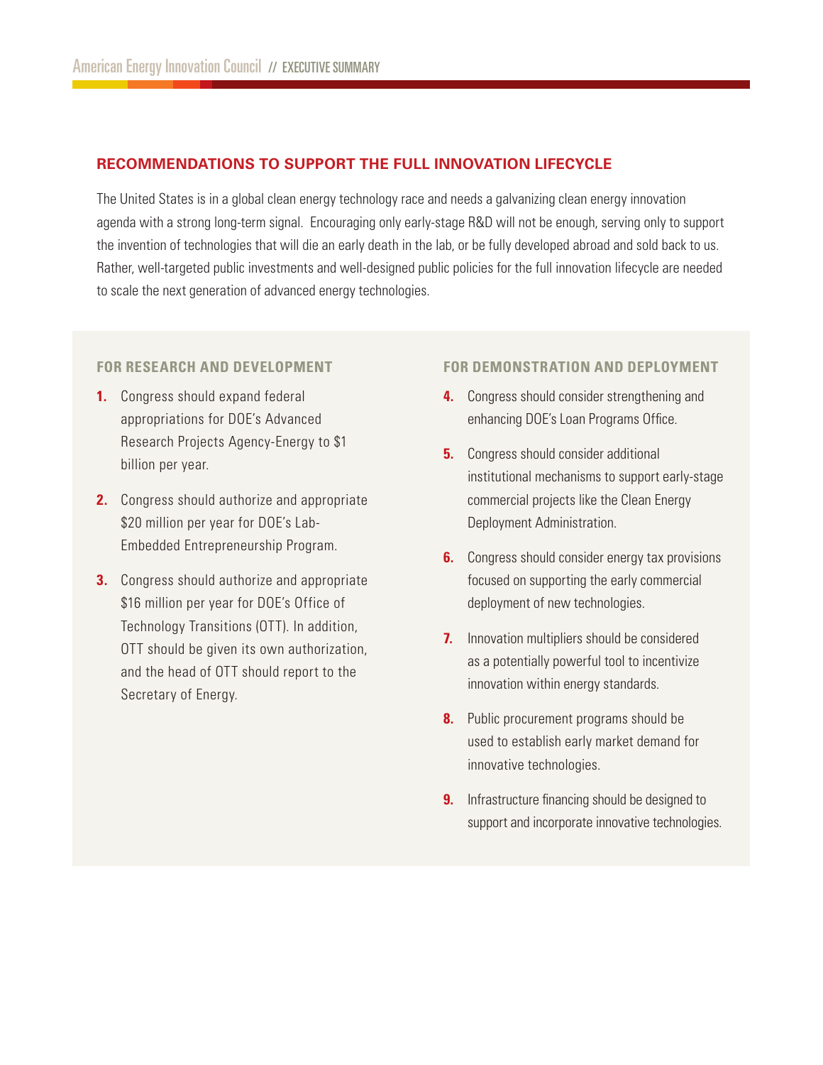## RECOMMENDATIONS TO SUPPORT THE FULL INNOVATION LIFECYCLE

The United States is in a global clean energy technology race and needs a galvanizing clean energy innovation agenda with a strong long-term signal. Encouraging only early-stage R&D will not be enough, serving only to support the invention of technologies that will die an early death in the lab, or be fully developed abroad and sold back to us. Rather, well-targeted public investments and well-designed public policies for the full innovation lifecycle are needed to scale the next generation of advanced energy technologies.

### FOR RESEARCH AND DEVELOPMENT

1. Congress should expand federal appropriations for DOE's Advanced Research Projects Agency-Energy to $1 billion per year.
2. Congress should authorize and appropriate $20 million per year for DOE's Lab-Embedded Entrepreneurship Program.
3. Congress should authorize and appropriate $16 million per year for DOE's Office of Technology Transitions (OTT). In addition, OTT should be given its own authorization, and the head of OTT should report to the Secretary of Energy.

### FOR DEMONSTRATION AND DEPLOYMENT

4. Congress should consider strengthening and enhancing DOE's Loan Programs Office.
5. Congress should consider additional institutional mechanisms to support early-stage commercial projects like the Clean Energy Deployment Administration.
6. Congress should consider energy tax provisions focused on supporting the early commercial deployment of new technologies.
7. Innovation multipliers should be considered as a potentially powerful tool to incentivize innovation within energy standards.
8. Public procurement programs should be used to establish early market demand for innovative technologies.
9. Infrastructure financing should be designed to support and incorporate innovative technologies.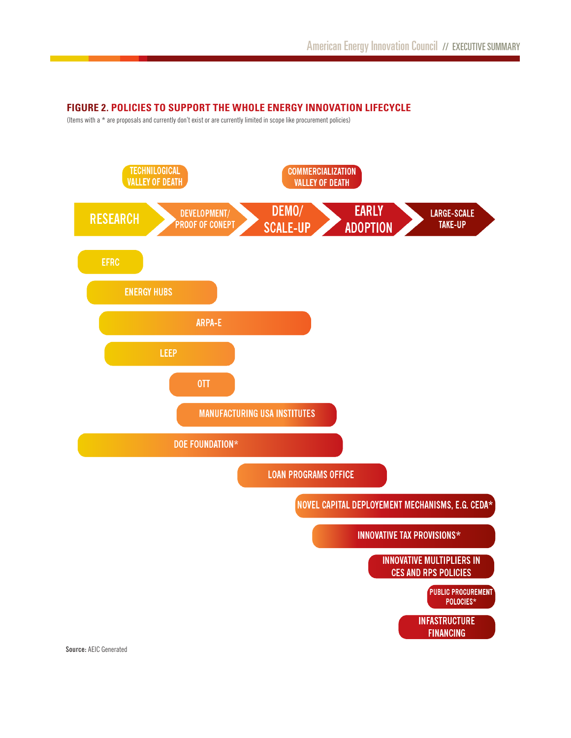## FIGURE 2. POLICIES TO SUPPORT THE WHOLE ENERGY INNOVATION LIFECYCLE

(Items with a * are proposals and currently don't exist or are currently limited in scope like procurement policies)

TECHNILOGICAL VALLEY OF DEATH

COMMERCIALIZATION VALLEY OF DEATH

RESEARCH → DEVELOPMENT/ PROOF OF CONEPT → DEMO/ SCALE-UP → EARLY ADOPTION → LARGE-SCALE TAKE-UP

- EFRC
- ENERGY HUBS
- ARPA-E
- LEEP
- OTT
- MANUFACTURING USA INSTITUTES
- DOE FOUNDATION*
- LOAN PROGRAMS OFFICE
- NOVEL CAPITAL DEPLOYEMENT MECHANISMS, E.G. CEDA*
- INNOVATIVE TAX PROVISIONS*
- INNOVATIVE MULTIPLIERS IN CES AND RPS POLICIES
- PUBLIC PROCUREMENT POLOCIES*
- INFASTRUCTURE FINANCING

**Source:** AEIC Generated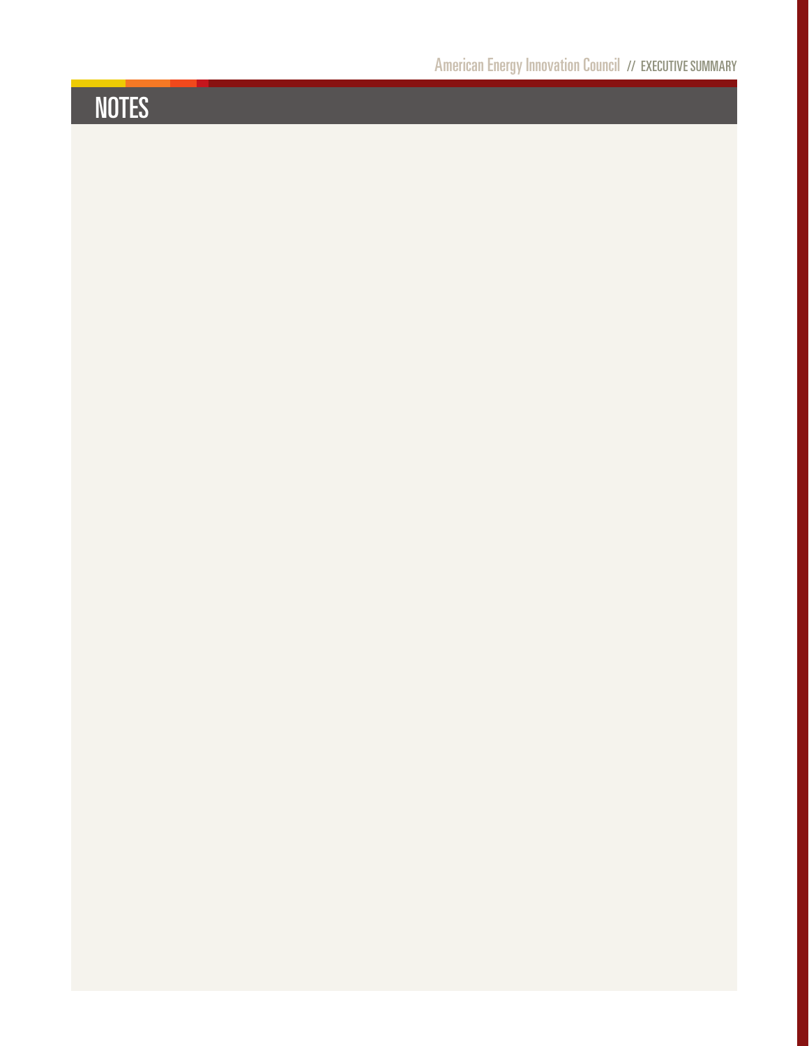# NOTES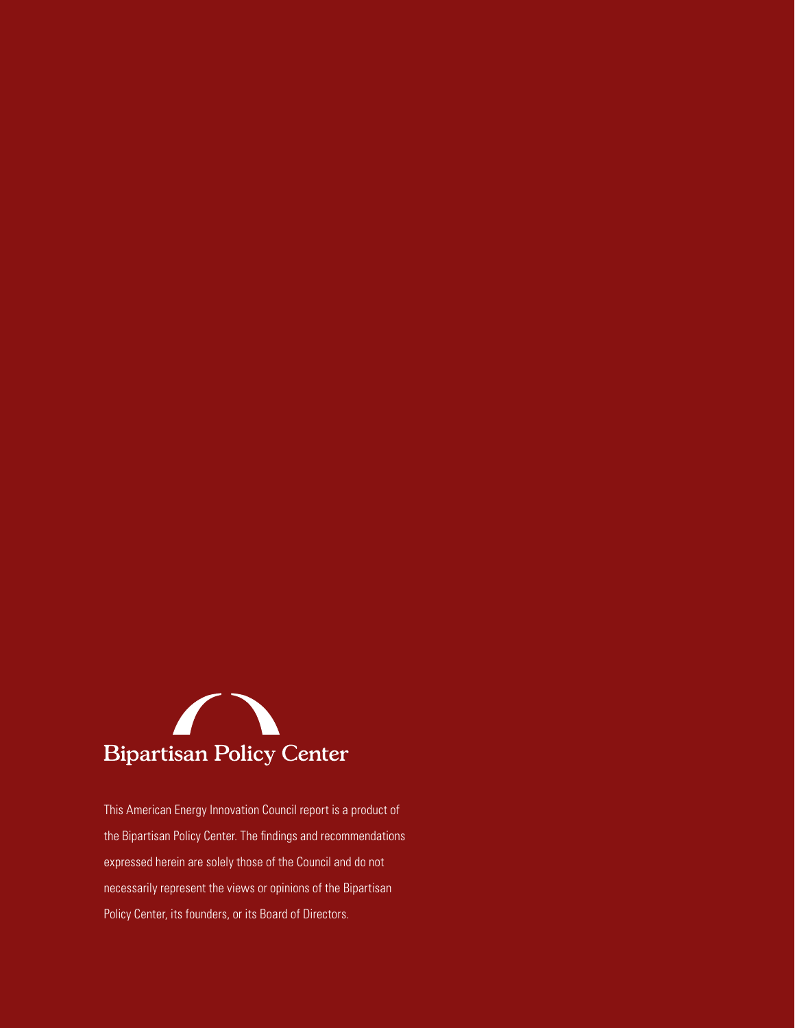Bipartisan Policy Center

This American Energy Innovation Council report is a product of the Bipartisan Policy Center. The findings and recommendations expressed herein are solely those of the Council and do not necessarily represent the views or opinions of the Bipartisan Policy Center, its founders, or its Board of Directors.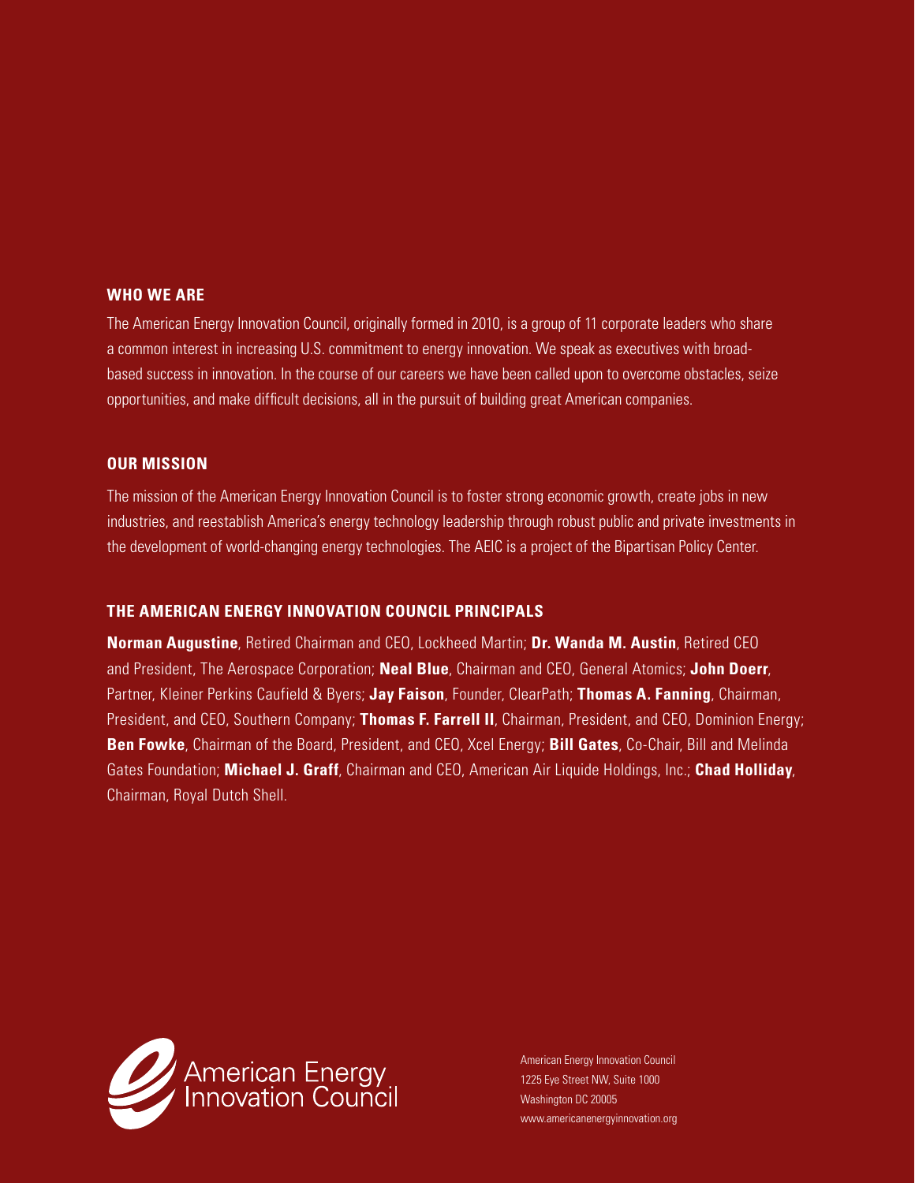## WHO WE ARE

The American Energy Innovation Council, originally formed in 2010, is a group of 11 corporate leaders who share a common interest in increasing U.S. commitment to energy innovation. We speak as executives with broad-based success in innovation. In the course of our careers we have been called upon to overcome obstacles, seize opportunities, and make difficult decisions, all in the pursuit of building great American companies.

## OUR MISSION

The mission of the American Energy Innovation Council is to foster strong economic growth, create jobs in new industries, and reestablish America's energy technology leadership through robust public and private investments in the development of world-changing energy technologies. The AEIC is a project of the Bipartisan Policy Center.

## THE AMERICAN ENERGY INNOVATION COUNCIL PRINCIPALS

**Norman Augustine**, Retired Chairman and CEO, Lockheed Martin; **Dr. Wanda M. Austin**, Retired CEO and President, The Aerospace Corporation; **Neal Blue**, Chairman and CEO, General Atomics; **John Doerr**, Partner, Kleiner Perkins Caufield & Byers; **Jay Faison**, Founder, ClearPath; **Thomas A. Fanning**, Chairman, President, and CEO, Southern Company; **Thomas F. Farrell II**, Chairman, President, and CEO, Dominion Energy; **Ben Fowke**, Chairman of the Board, President, and CEO, Xcel Energy; **Bill Gates**, Co-Chair, Bill and Melinda Gates Foundation; **Michael J. Graff**, Chairman and CEO, American Air Liquide Holdings, Inc.; **Chad Holliday**, Chairman, Royal Dutch Shell.

American Energy
Innovation Council

American Energy Innovation Council
1225 Eye Street NW, Suite 1000
Washington DC 20005
www.americanenergyinnovation.org